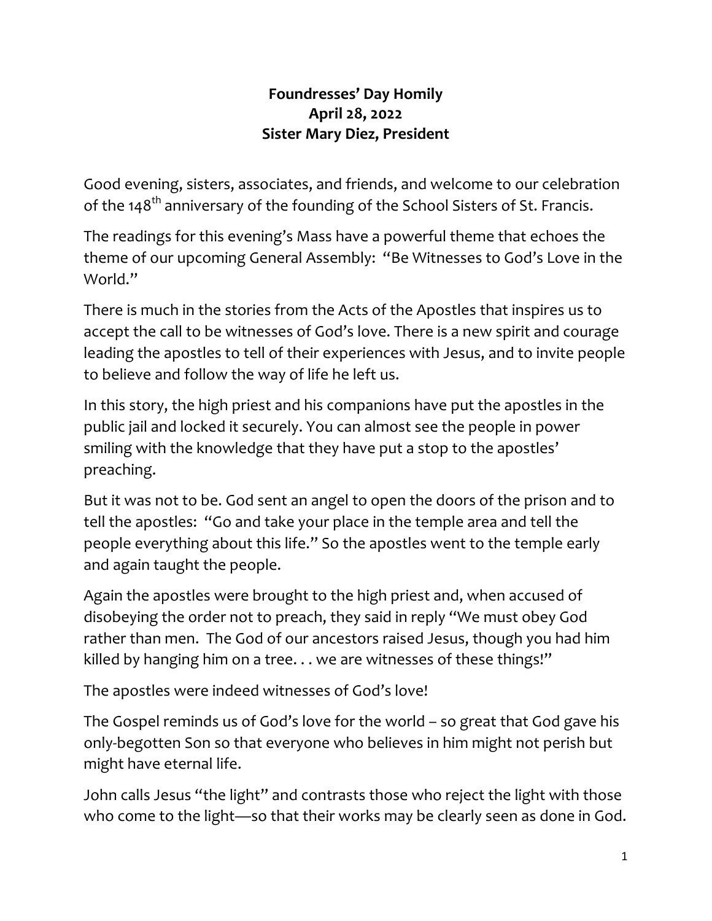# Foundresses' Day Homily
## April 28, 2022
## Sister Mary Diez, President

Good evening, sisters, associates, and friends, and welcome to our celebration of the 148th anniversary of the founding of the School Sisters of St. Francis.

The readings for this evening's Mass have a powerful theme that echoes the theme of our upcoming General Assembly: "Be Witnesses to God's Love in the World."

There is much in the stories from the Acts of the Apostles that inspires us to accept the call to be witnesses of God's love. There is a new spirit and courage leading the apostles to tell of their experiences with Jesus, and to invite people to believe and follow the way of life he left us.

In this story, the high priest and his companions have put the apostles in the public jail and locked it securely. You can almost see the people in power smiling with the knowledge that they have put a stop to the apostles' preaching.

But it was not to be. God sent an angel to open the doors of the prison and to tell the apostles: "Go and take your place in the temple area and tell the people everything about this life." So the apostles went to the temple early and again taught the people.

Again the apostles were brought to the high priest and, when accused of disobeying the order not to preach, they said in reply "We must obey God rather than men. The God of our ancestors raised Jesus, though you had him killed by hanging him on a tree. . . we are witnesses of these things!"

The apostles were indeed witnesses of God's love!

The Gospel reminds us of God's love for the world – so great that God gave his only-begotten Son so that everyone who believes in him might not perish but might have eternal life.

John calls Jesus "the light" and contrasts those who reject the light with those who come to the light—so that their works may be clearly seen as done in God.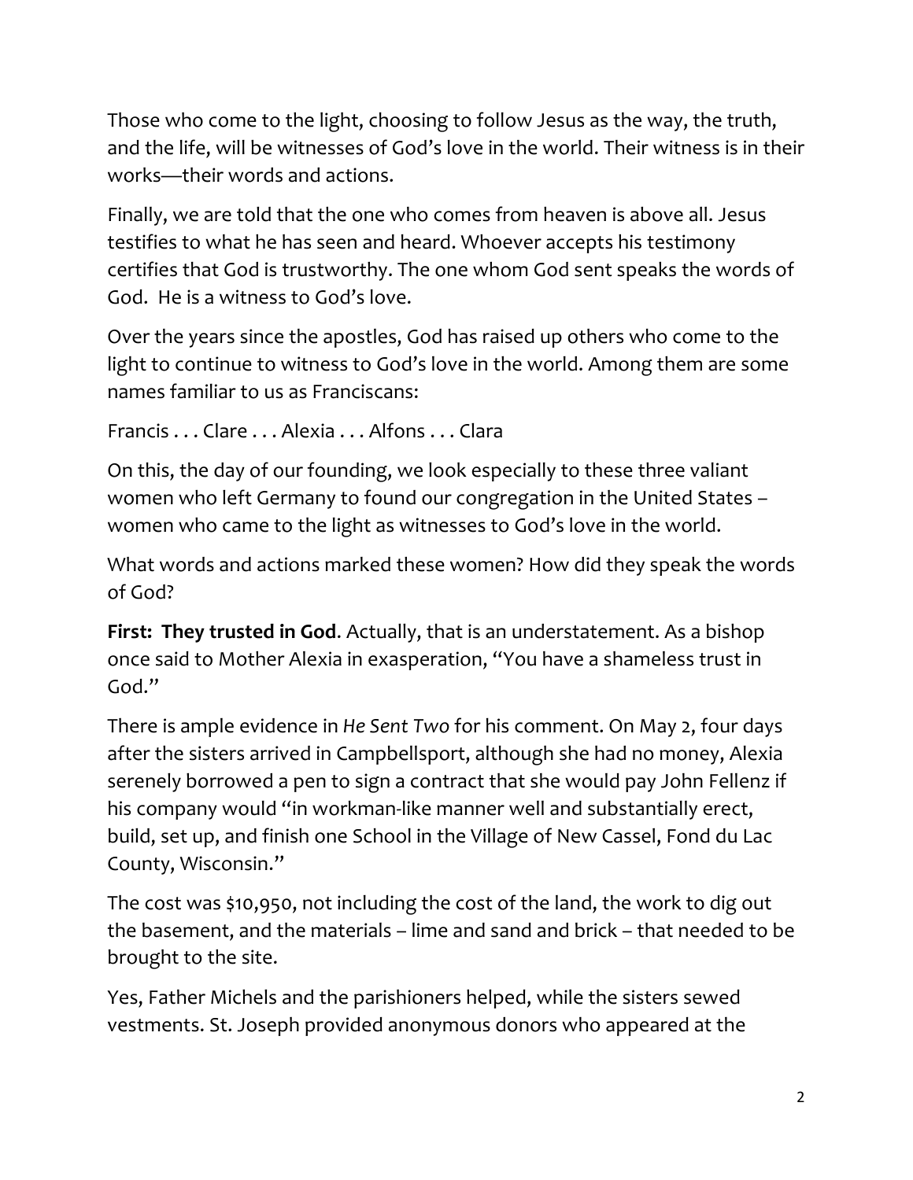Those who come to the light, choosing to follow Jesus as the way, the truth, and the life, will be witnesses of God's love in the world. Their witness is in their works—their words and actions.

Finally, we are told that the one who comes from heaven is above all. Jesus testifies to what he has seen and heard. Whoever accepts his testimony certifies that God is trustworthy. The one whom God sent speaks the words of God. He is a witness to God's love.

Over the years since the apostles, God has raised up others who come to the light to continue to witness to God's love in the world. Among them are some names familiar to us as Franciscans:

Francis . . . Clare . . . Alexia . . . Alfons . . . Clara

On this, the day of our founding, we look especially to these three valiant women who left Germany to found our congregation in the United States – women who came to the light as witnesses to God's love in the world.

What words and actions marked these women? How did they speak the words of God?

**First: They trusted in God**. Actually, that is an understatement. As a bishop once said to Mother Alexia in exasperation, "You have a shameless trust in God."

There is ample evidence in *He Sent Two* for his comment. On May 2, four days after the sisters arrived in Campbellsport, although she had no money, Alexia serenely borrowed a pen to sign a contract that she would pay John Fellenz if his company would "in workman-like manner well and substantially erect, build, set up, and finish one School in the Village of New Cassel, Fond du Lac County, Wisconsin."

The cost was $10,950, not including the cost of the land, the work to dig out the basement, and the materials – lime and sand and brick – that needed to be brought to the site.

Yes, Father Michels and the parishioners helped, while the sisters sewed vestments. St. Joseph provided anonymous donors who appeared at the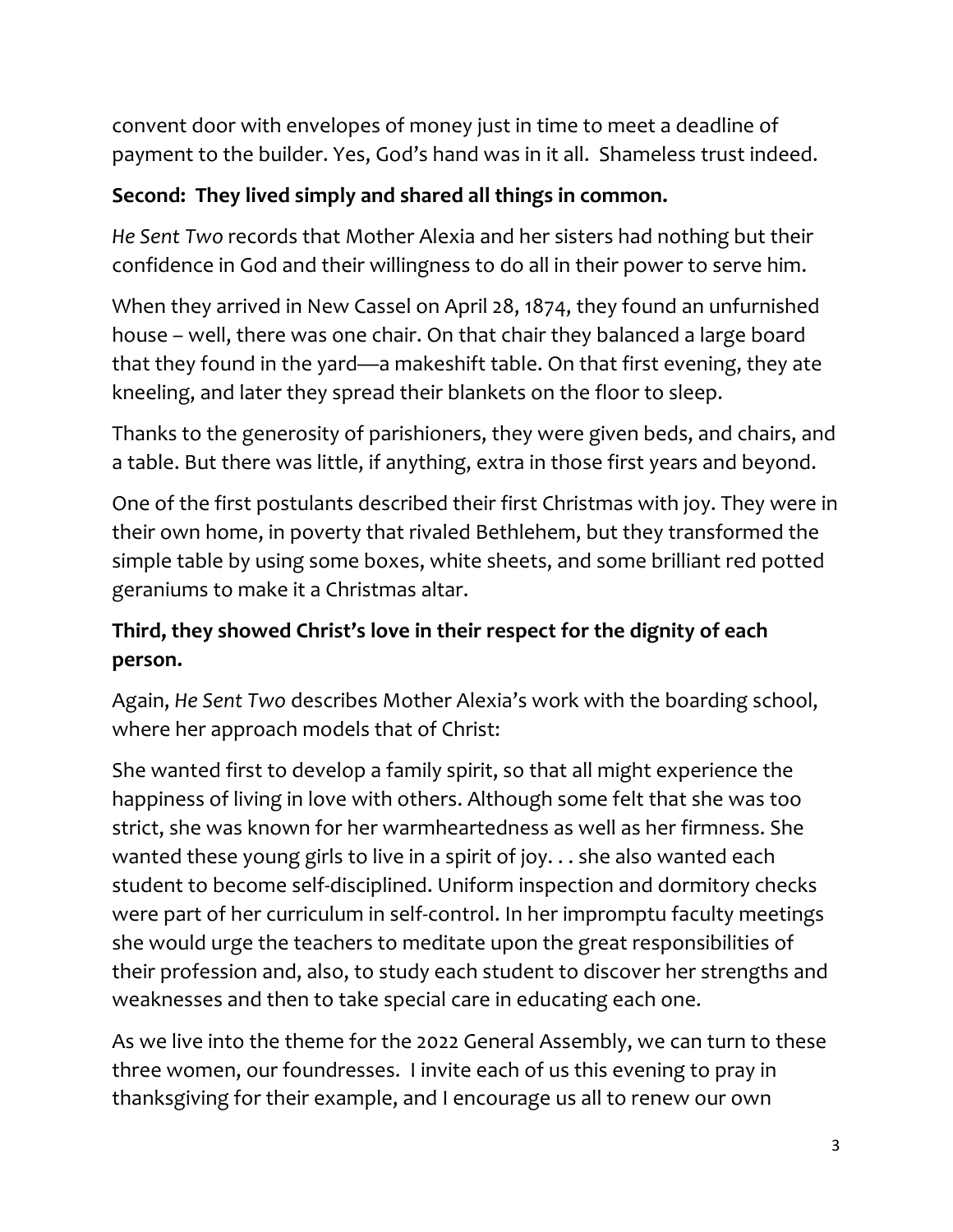convent door with envelopes of money just in time to meet a deadline of payment to the builder. Yes, God's hand was in it all. Shameless trust indeed.

**Second: They lived simply and shared all things in common.**

*He Sent Two* records that Mother Alexia and her sisters had nothing but their confidence in God and their willingness to do all in their power to serve him.

When they arrived in New Cassel on April 28, 1874, they found an unfurnished house – well, there was one chair. On that chair they balanced a large board that they found in the yard—a makeshift table. On that first evening, they ate kneeling, and later they spread their blankets on the floor to sleep.

Thanks to the generosity of parishioners, they were given beds, and chairs, and a table. But there was little, if anything, extra in those first years and beyond.

One of the first postulants described their first Christmas with joy. They were in their own home, in poverty that rivaled Bethlehem, but they transformed the simple table by using some boxes, white sheets, and some brilliant red potted geraniums to make it a Christmas altar.

**Third, they showed Christ's love in their respect for the dignity of each person.**

Again, *He Sent Two* describes Mother Alexia's work with the boarding school, where her approach models that of Christ:

She wanted first to develop a family spirit, so that all might experience the happiness of living in love with others. Although some felt that she was too strict, she was known for her warmheartedness as well as her firmness. She wanted these young girls to live in a spirit of joy. . . she also wanted each student to become self-disciplined. Uniform inspection and dormitory checks were part of her curriculum in self-control. In her impromptu faculty meetings she would urge the teachers to meditate upon the great responsibilities of their profession and, also, to study each student to discover her strengths and weaknesses and then to take special care in educating each one.

As we live into the theme for the 2022 General Assembly, we can turn to these three women, our foundresses. I invite each of us this evening to pray in thanksgiving for their example, and I encourage us all to renew our own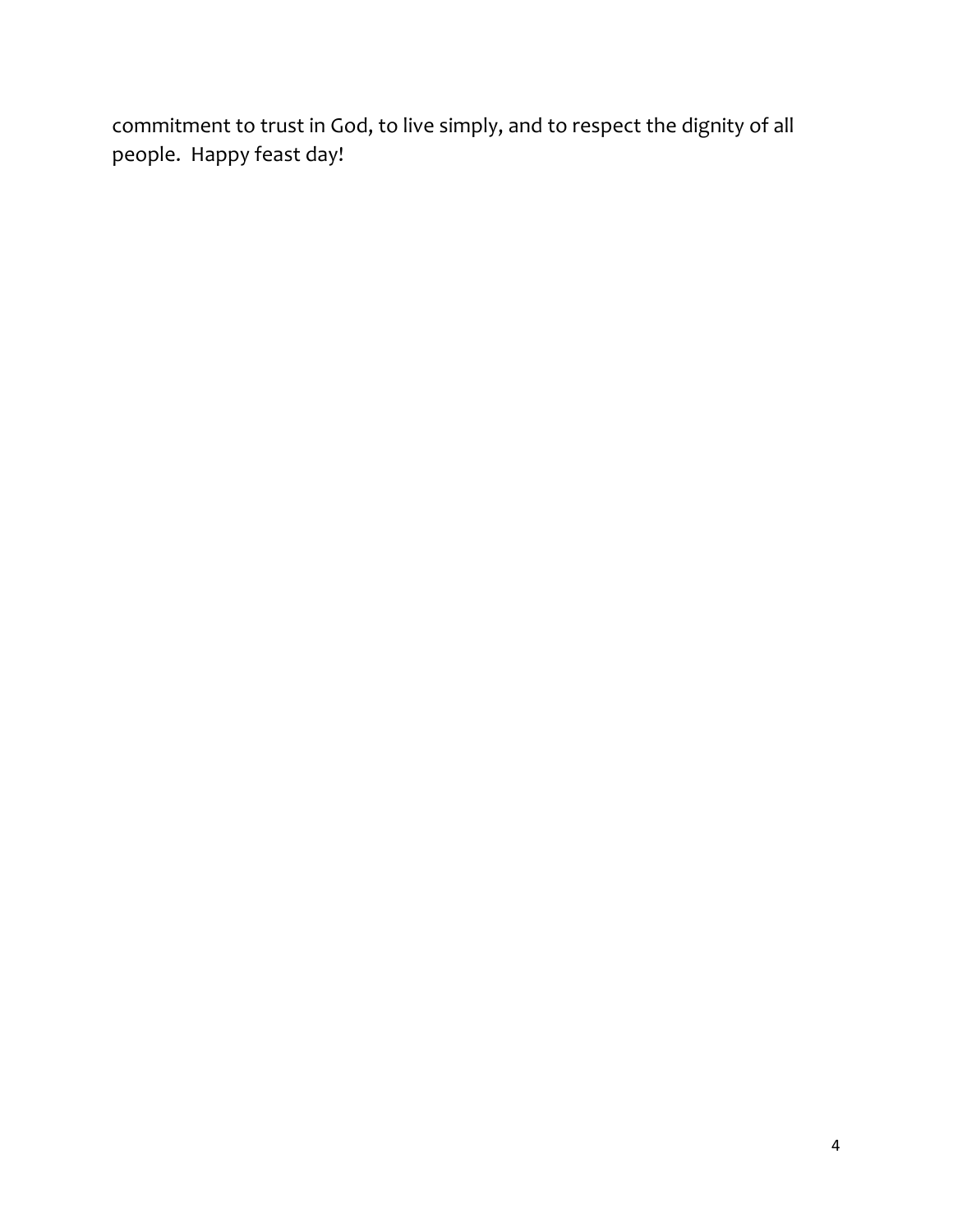commitment to trust in God, to live simply, and to respect the dignity of all people.  Happy feast day!